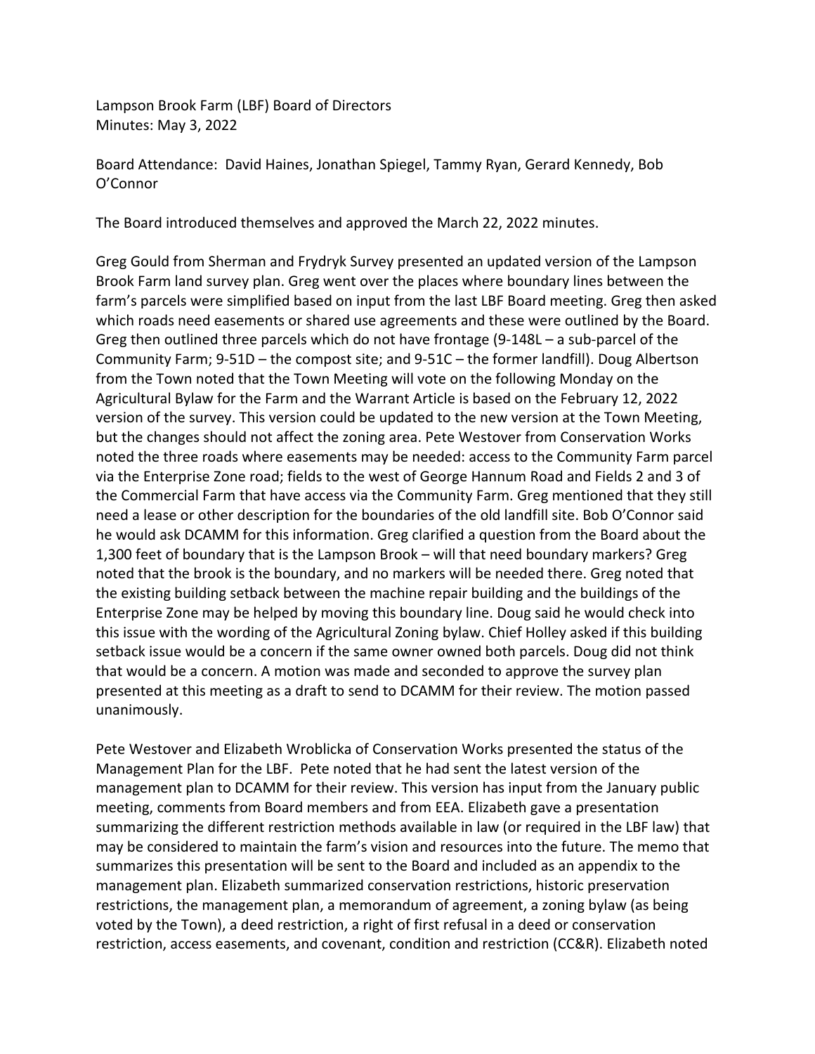Lampson Brook Farm (LBF) Board of Directors
Minutes: May 3, 2022

Board Attendance: David Haines, Jonathan Spiegel, Tammy Ryan, Gerard Kennedy, Bob O'Connor

The Board introduced themselves and approved the March 22, 2022 minutes.

Greg Gould from Sherman and Frydryk Survey presented an updated version of the Lampson Brook Farm land survey plan. Greg went over the places where boundary lines between the farm's parcels were simplified based on input from the last LBF Board meeting. Greg then asked which roads need easements or shared use agreements and these were outlined by the Board. Greg then outlined three parcels which do not have frontage (9-148L – a sub-parcel of the Community Farm; 9-51D – the compost site; and 9-51C – the former landfill). Doug Albertson from the Town noted that the Town Meeting will vote on the following Monday on the Agricultural Bylaw for the Farm and the Warrant Article is based on the February 12, 2022 version of the survey. This version could be updated to the new version at the Town Meeting, but the changes should not affect the zoning area. Pete Westover from Conservation Works noted the three roads where easements may be needed: access to the Community Farm parcel via the Enterprise Zone road; fields to the west of George Hannum Road and Fields 2 and 3 of the Commercial Farm that have access via the Community Farm. Greg mentioned that they still need a lease or other description for the boundaries of the old landfill site. Bob O'Connor said he would ask DCAMM for this information. Greg clarified a question from the Board about the 1,300 feet of boundary that is the Lampson Brook – will that need boundary markers? Greg noted that the brook is the boundary, and no markers will be needed there. Greg noted that the existing building setback between the machine repair building and the buildings of the Enterprise Zone may be helped by moving this boundary line. Doug said he would check into this issue with the wording of the Agricultural Zoning bylaw. Chief Holley asked if this building setback issue would be a concern if the same owner owned both parcels. Doug did not think that would be a concern. A motion was made and seconded to approve the survey plan presented at this meeting as a draft to send to DCAMM for their review. The motion passed unanimously.

Pete Westover and Elizabeth Wroblicka of Conservation Works presented the status of the Management Plan for the LBF. Pete noted that he had sent the latest version of the management plan to DCAMM for their review. This version has input from the January public meeting, comments from Board members and from EEA. Elizabeth gave a presentation summarizing the different restriction methods available in law (or required in the LBF law) that may be considered to maintain the farm's vision and resources into the future. The memo that summarizes this presentation will be sent to the Board and included as an appendix to the management plan. Elizabeth summarized conservation restrictions, historic preservation restrictions, the management plan, a memorandum of agreement, a zoning bylaw (as being voted by the Town), a deed restriction, a right of first refusal in a deed or conservation restriction, access easements, and covenant, condition and restriction (CC&R). Elizabeth noted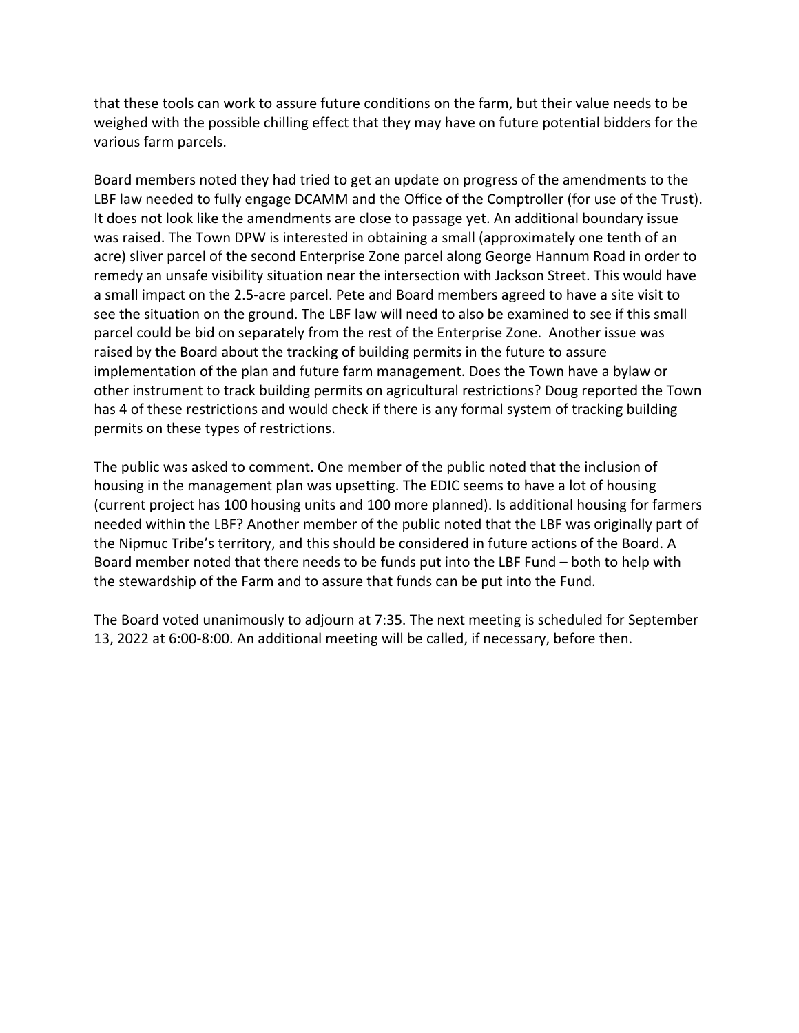that these tools can work to assure future conditions on the farm, but their value needs to be weighed with the possible chilling effect that they may have on future potential bidders for the various farm parcels.

Board members noted they had tried to get an update on progress of the amendments to the LBF law needed to fully engage DCAMM and the Office of the Comptroller (for use of the Trust). It does not look like the amendments are close to passage yet. An additional boundary issue was raised. The Town DPW is interested in obtaining a small (approximately one tenth of an acre) sliver parcel of the second Enterprise Zone parcel along George Hannum Road in order to remedy an unsafe visibility situation near the intersection with Jackson Street. This would have a small impact on the 2.5-acre parcel. Pete and Board members agreed to have a site visit to see the situation on the ground. The LBF law will need to also be examined to see if this small parcel could be bid on separately from the rest of the Enterprise Zone. Another issue was raised by the Board about the tracking of building permits in the future to assure implementation of the plan and future farm management. Does the Town have a bylaw or other instrument to track building permits on agricultural restrictions? Doug reported the Town has 4 of these restrictions and would check if there is any formal system of tracking building permits on these types of restrictions.

The public was asked to comment. One member of the public noted that the inclusion of housing in the management plan was upsetting. The EDIC seems to have a lot of housing (current project has 100 housing units and 100 more planned). Is additional housing for farmers needed within the LBF? Another member of the public noted that the LBF was originally part of the Nipmuc Tribe's territory, and this should be considered in future actions of the Board. A Board member noted that there needs to be funds put into the LBF Fund – both to help with the stewardship of the Farm and to assure that funds can be put into the Fund.

The Board voted unanimously to adjourn at 7:35. The next meeting is scheduled for September 13, 2022 at 6:00-8:00. An additional meeting will be called, if necessary, before then.